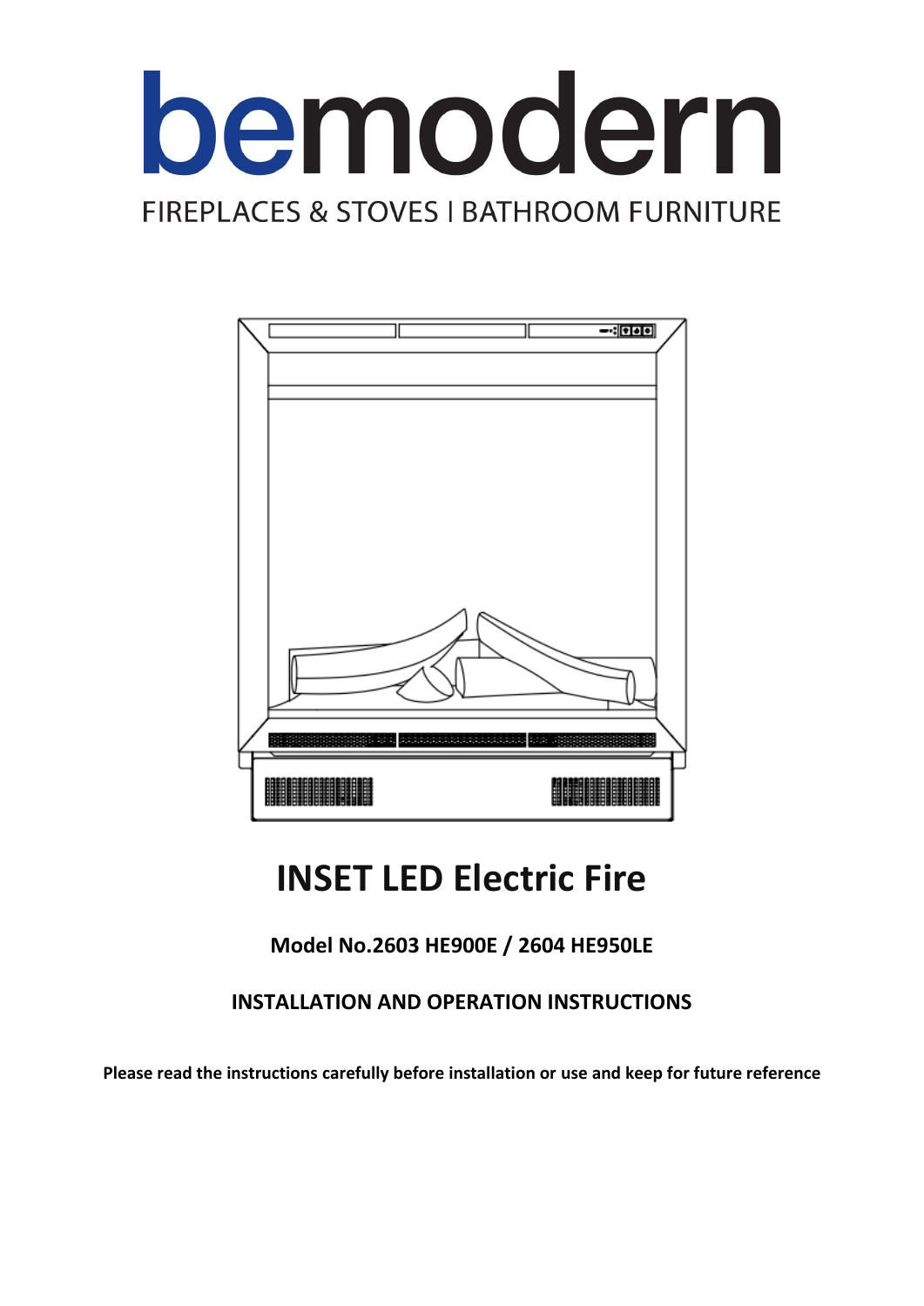# bemodern

FIREPLACES & STOVES I BATHROOM FURNITURE

# INSET LED Electric Fire

**Model No.2603 HE900E / 2604 HE950LE**

**INSTALLATION AND OPERATION INSTRUCTIONS**

**Please read the instructions carefully before installation or use and keep for future reference**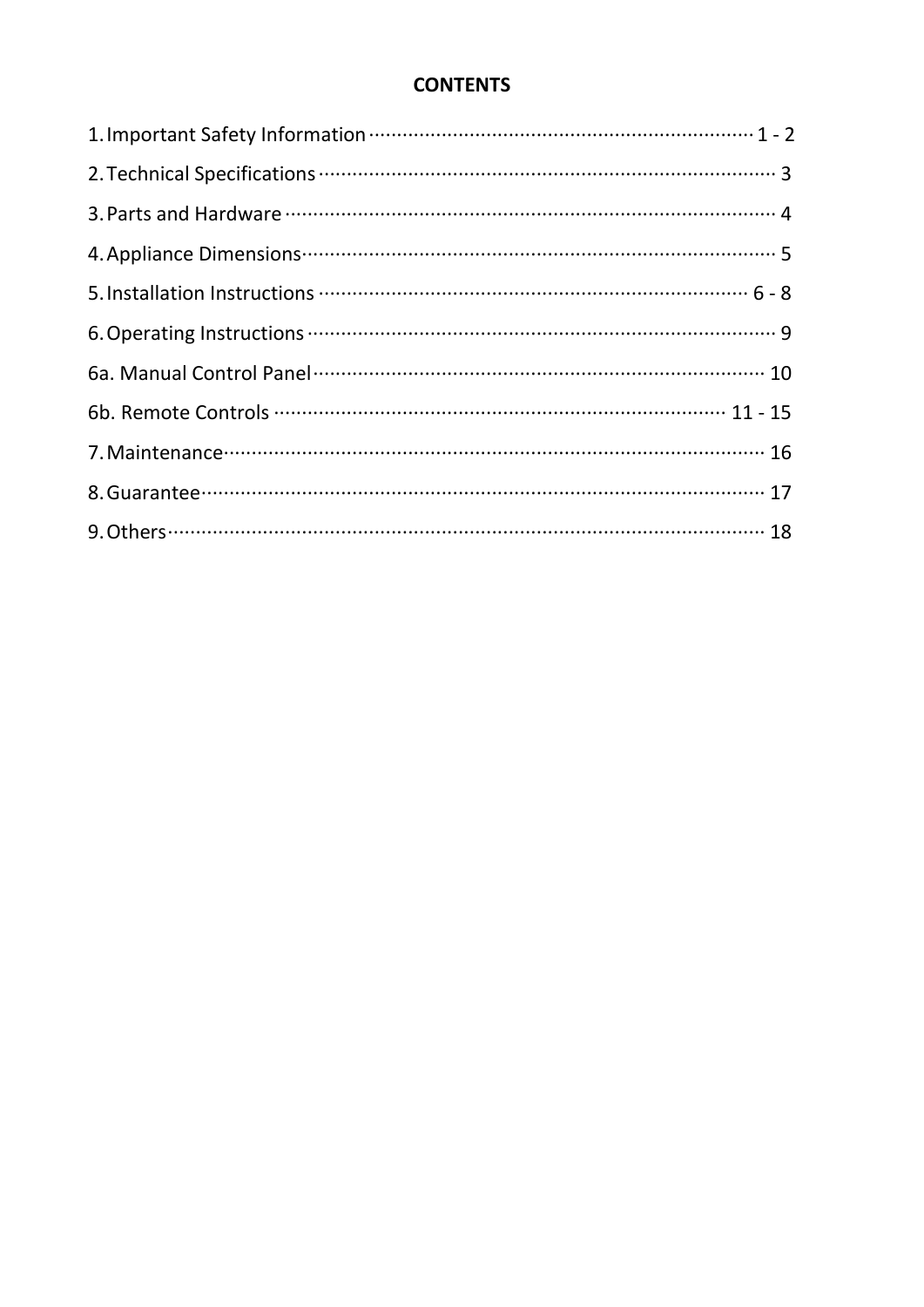# CONTENTS

1. Important Safety Information ··· 1 - 2
2. Technical Specifications ··· 3
3. Parts and Hardware ··· 4
4. Appliance Dimensions ··· 5
5. Installation Instructions ··· 6 - 8
6. Operating Instructions ··· 9

6a. Manual Control Panel ··· 10

6b. Remote Controls ··· 11 - 15

7. Maintenance ··· 16
8. Guarantee ··· 17
9. Others ··· 18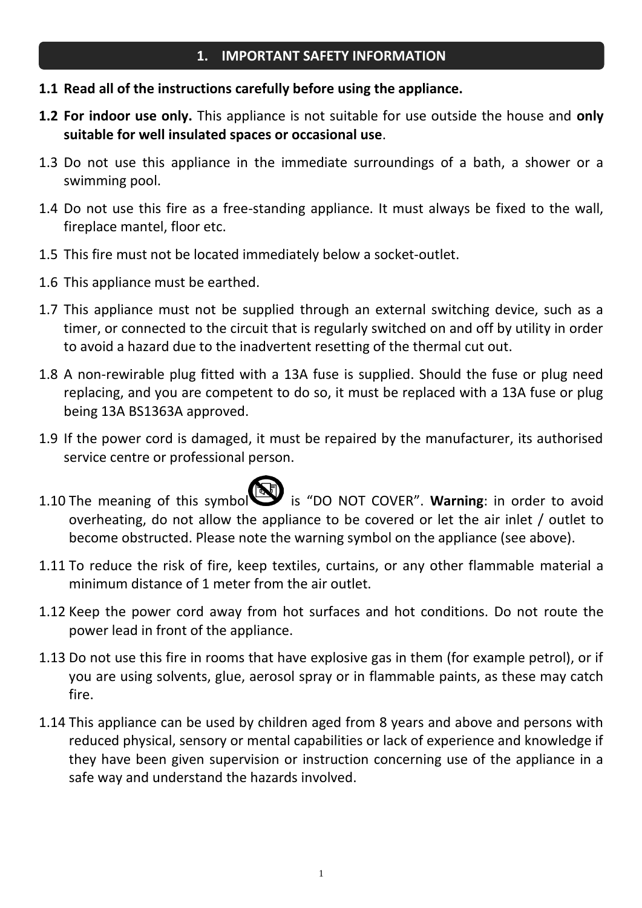## 1. IMPORTANT SAFETY INFORMATION

**1.1 Read all of the instructions carefully before using the appliance.**

**1.2 For indoor use only.** This appliance is not suitable for use outside the house and **only suitable for well insulated spaces or occasional use**.

1.3 Do not use this appliance in the immediate surroundings of a bath, a shower or a swimming pool.

1.4 Do not use this fire as a free-standing appliance. It must always be fixed to the wall, fireplace mantel, floor etc.

1.5 This fire must not be located immediately below a socket-outlet.

1.6 This appliance must be earthed.

1.7 This appliance must not be supplied through an external switching device, such as a timer, or connected to the circuit that is regularly switched on and off by utility in order to avoid a hazard due to the inadvertent resetting of the thermal cut out.

1.8 A non-rewirable plug fitted with a 13A fuse is supplied. Should the fuse or plug need replacing, and you are competent to do so, it must be replaced with a 13A fuse or plug being 13A BS1363A approved.

1.9 If the power cord is damaged, it must be repaired by the manufacturer, its authorised service centre or professional person.

1.10 The meaning of this symbol is "DO NOT COVER". **Warning**: in order to avoid overheating, do not allow the appliance to be covered or let the air inlet / outlet to become obstructed. Please note the warning symbol on the appliance (see above).

1.11 To reduce the risk of fire, keep textiles, curtains, or any other flammable material a minimum distance of 1 meter from the air outlet.

1.12 Keep the power cord away from hot surfaces and hot conditions. Do not route the power lead in front of the appliance.

1.13 Do not use this fire in rooms that have explosive gas in them (for example petrol), or if you are using solvents, glue, aerosol spray or in flammable paints, as these may catch fire.

1.14 This appliance can be used by children aged from 8 years and above and persons with reduced physical, sensory or mental capabilities or lack of experience and knowledge if they have been given supervision or instruction concerning use of the appliance in a safe way and understand the hazards involved.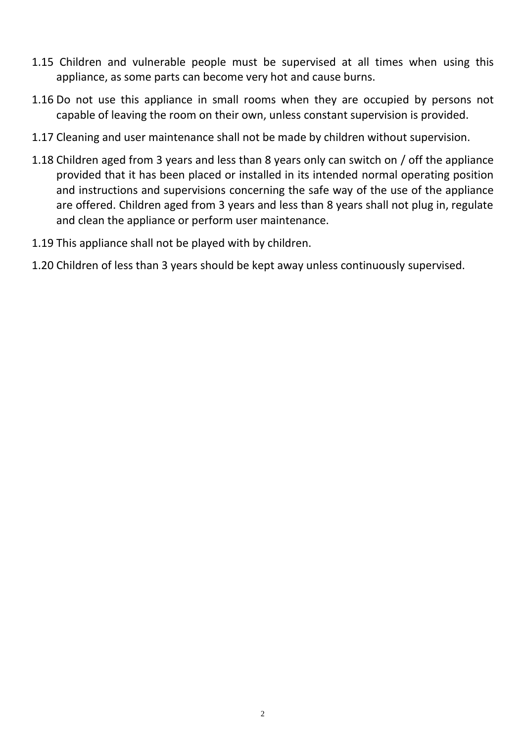1.15 Children and vulnerable people must be supervised at all times when using this appliance, as some parts can become very hot and cause burns.

1.16 Do not use this appliance in small rooms when they are occupied by persons not capable of leaving the room on their own, unless constant supervision is provided.

1.17 Cleaning and user maintenance shall not be made by children without supervision.

1.18 Children aged from 3 years and less than 8 years only can switch on / off the appliance provided that it has been placed or installed in its intended normal operating position and instructions and supervisions concerning the safe way of the use of the appliance are offered. Children aged from 3 years and less than 8 years shall not plug in, regulate and clean the appliance or perform user maintenance.

1.19 This appliance shall not be played with by children.

1.20 Children of less than 3 years should be kept away unless continuously supervised.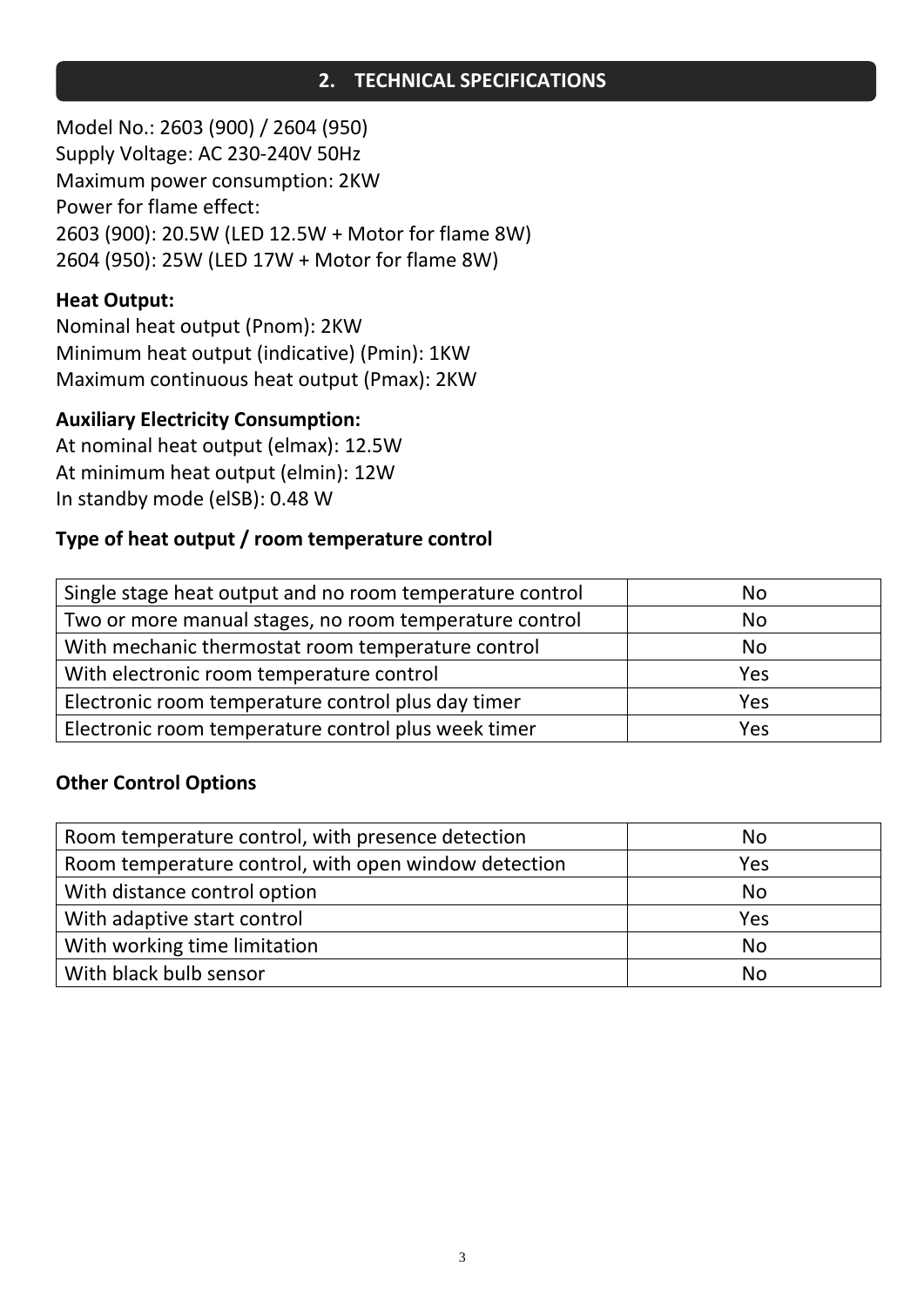## 2. TECHNICAL SPECIFICATIONS

Model No.: 2603 (900) / 2604 (950)
Supply Voltage: AC 230-240V 50Hz
Maximum power consumption: 2KW
Power for flame effect:
2603 (900): 20.5W (LED 12.5W + Motor for flame 8W)
2604 (950): 25W (LED 17W + Motor for flame 8W)

**Heat Output:**
Nominal heat output (Pnom): 2KW
Minimum heat output (indicative) (Pmin): 1KW
Maximum continuous heat output (Pmax): 2KW

**Auxiliary Electricity Consumption:**
At nominal heat output (elmax): 12.5W
At minimum heat output (elmin): 12W
In standby mode (elSB): 0.48 W

**Type of heat output / room temperature control**

| | |
|---|---|
| Single stage heat output and no room temperature control | No |
| Two or more manual stages, no room temperature control | No |
| With mechanic thermostat room temperature control | No |
| With electronic room temperature control | Yes |
| Electronic room temperature control plus day timer | Yes |
| Electronic room temperature control plus week timer | Yes |

**Other Control Options**

| | |
|---|---|
| Room temperature control, with presence detection | No |
| Room temperature control, with open window detection | Yes |
| With distance control option | No |
| With adaptive start control | Yes |
| With working time limitation | No |
| With black bulb sensor | No |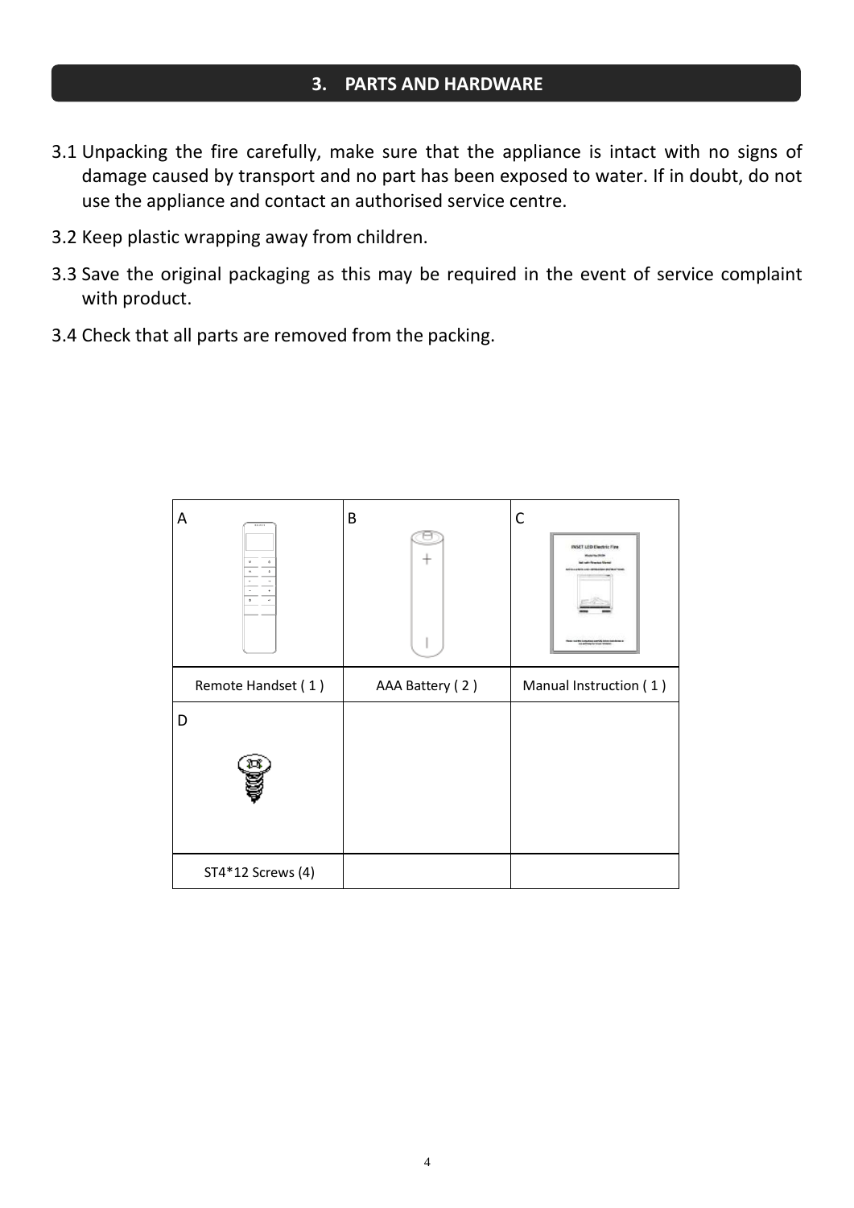## 3. PARTS AND HARDWARE

3.1 Unpacking the fire carefully, make sure that the appliance is intact with no signs of damage caused by transport and no part has been exposed to water. If in doubt, do not use the appliance and contact an authorised service centre.

3.2 Keep plastic wrapping away from children.

3.3 Save the original packaging as this may be required in the event of service complaint with product.

3.4 Check that all parts are removed from the packing.

| A | B | C |
|---|---|---|
| Remote Handset ( 1 ) | AAA Battery ( 2 ) | Manual Instruction ( 1 ) |
| D | | |
| ST4*12 Screws (4) | | |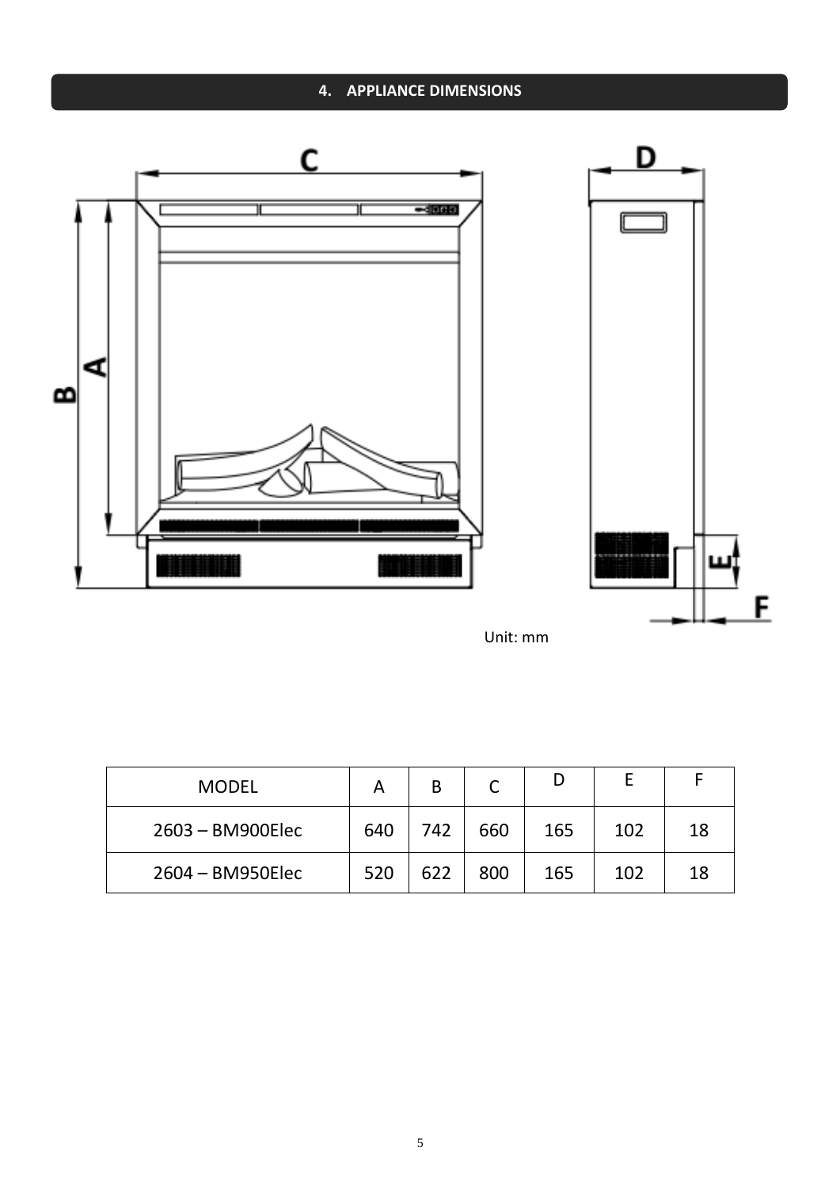# 4. APPLIANCE DIMENSIONS

Unit: mm

| MODEL | A | B | C | D | E | F |
|---|---|---|---|---|---|---|
| 2603 – BM900Elec | 640 | 742 | 660 | 165 | 102 | 18 |
| 2604 – BM950Elec | 520 | 622 | 800 | 165 | 102 | 18 |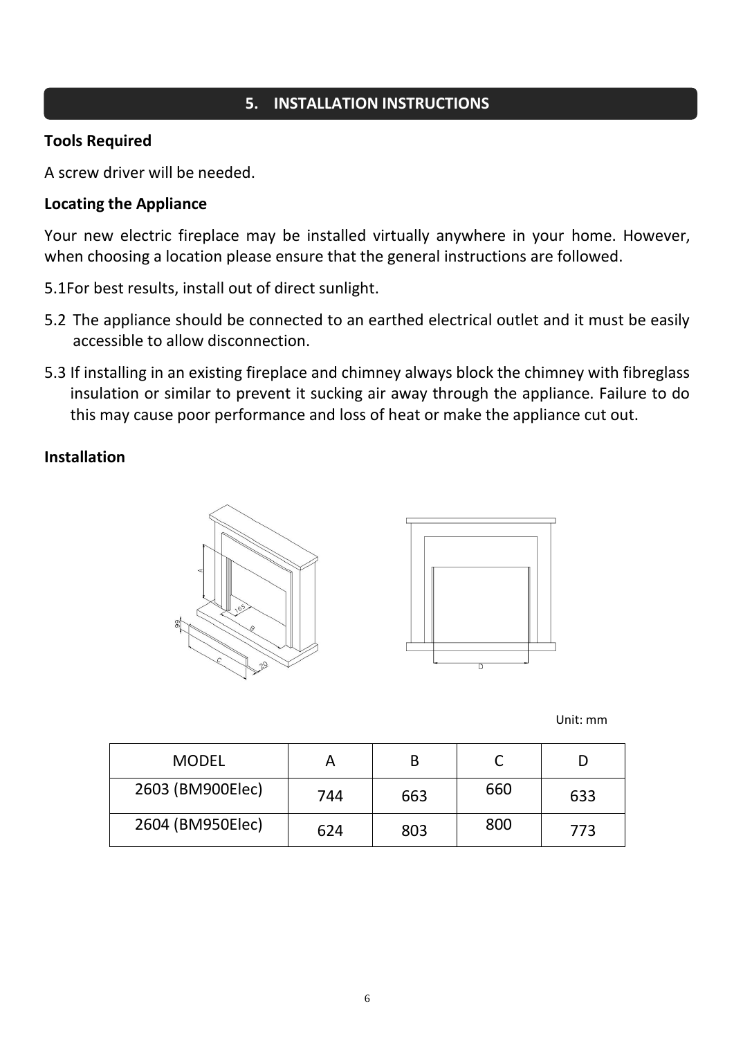## 5. INSTALLATION INSTRUCTIONS

**Tools Required**

A screw driver will be needed.

**Locating the Appliance**

Your new electric fireplace may be installed virtually anywhere in your home. However, when choosing a location please ensure that the general instructions are followed.

5.1For best results, install out of direct sunlight.

5.2 The appliance should be connected to an earthed electrical outlet and it must be easily accessible to allow disconnection.

5.3 If installing in an existing fireplace and chimney always block the chimney with fibreglass insulation or similar to prevent it sucking air away through the appliance. Failure to do this may cause poor performance and loss of heat or make the appliance cut out.

**Installation**

Unit: mm

| MODEL | A | B | C | D |
|---|---|---|---|---|
| 2603 (BM900Elec) | 744 | 663 | 660 | 633 |
| 2604 (BM950Elec) | 624 | 803 | 800 | 773 |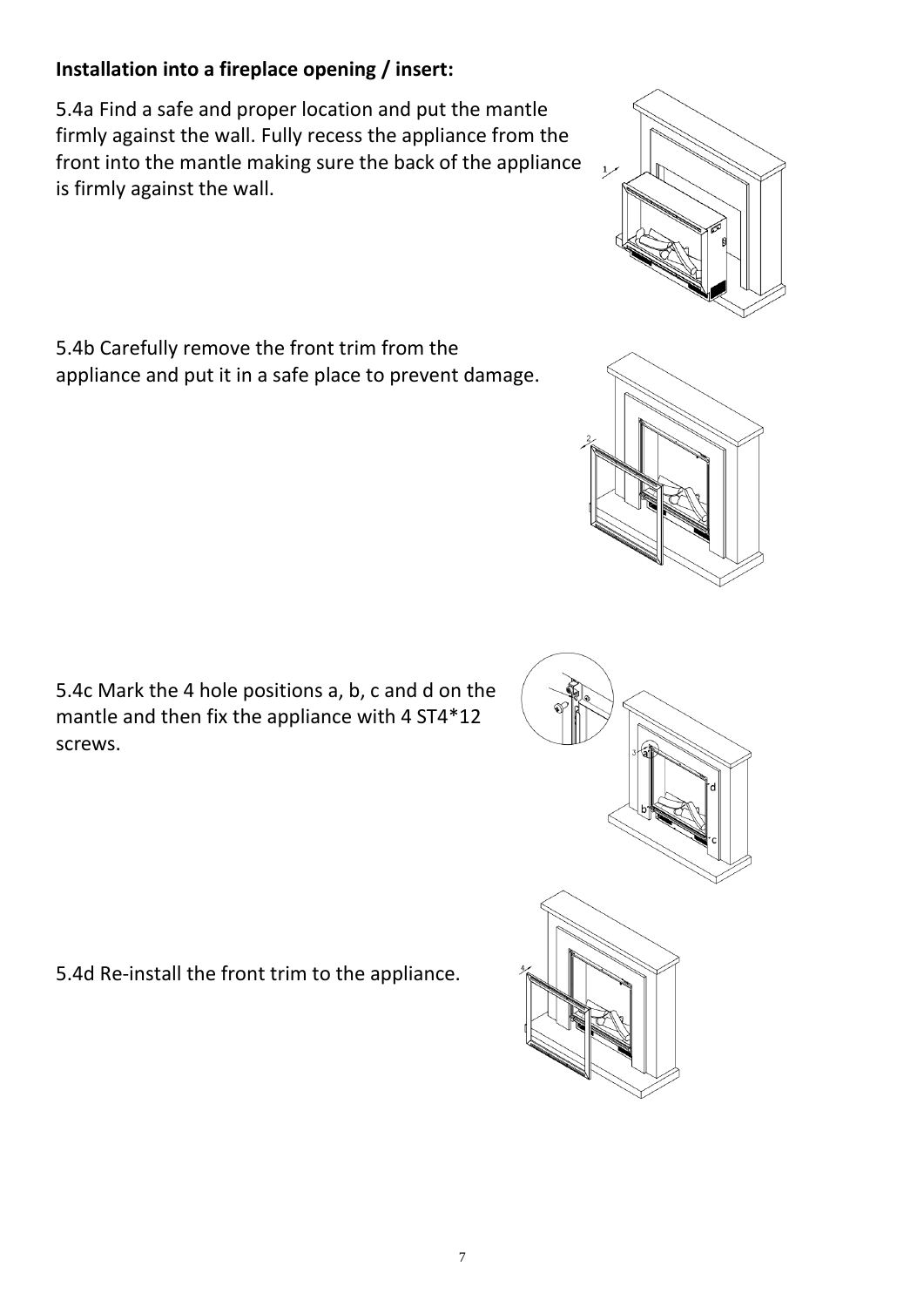**Installation into a fireplace opening / insert:**

5.4a Find a safe and proper location and put the mantle firmly against the wall. Fully recess the appliance from the front into the mantle making sure the back of the appliance is firmly against the wall.

5.4b Carefully remove the front trim from the appliance and put it in a safe place to prevent damage.

5.4c Mark the 4 hole positions a, b, c and d on the mantle and then fix the appliance with 4 ST4*12 screws.

5.4d Re-install the front trim to the appliance.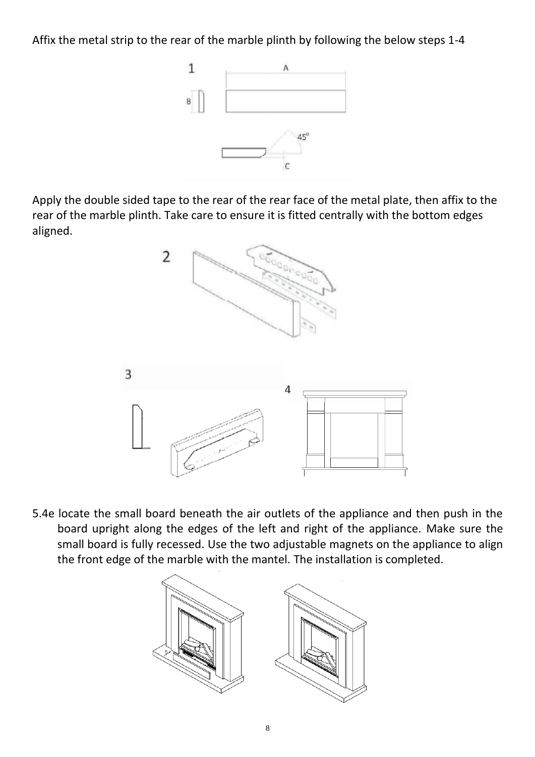Affix the metal strip to the rear of the marble plinth by following the below steps 1-4

Apply the double sided tape to the rear of the rear face of the metal plate, then affix to the rear of the marble plinth. Take care to ensure it is fitted centrally with the bottom edges aligned.

5.4e locate the small board beneath the air outlets of the appliance and then push in the board upright along the edges of the left and right of the appliance. Make sure the small board is fully recessed. Use the two adjustable magnets on the appliance to align the front edge of the marble with the mantel. The installation is completed.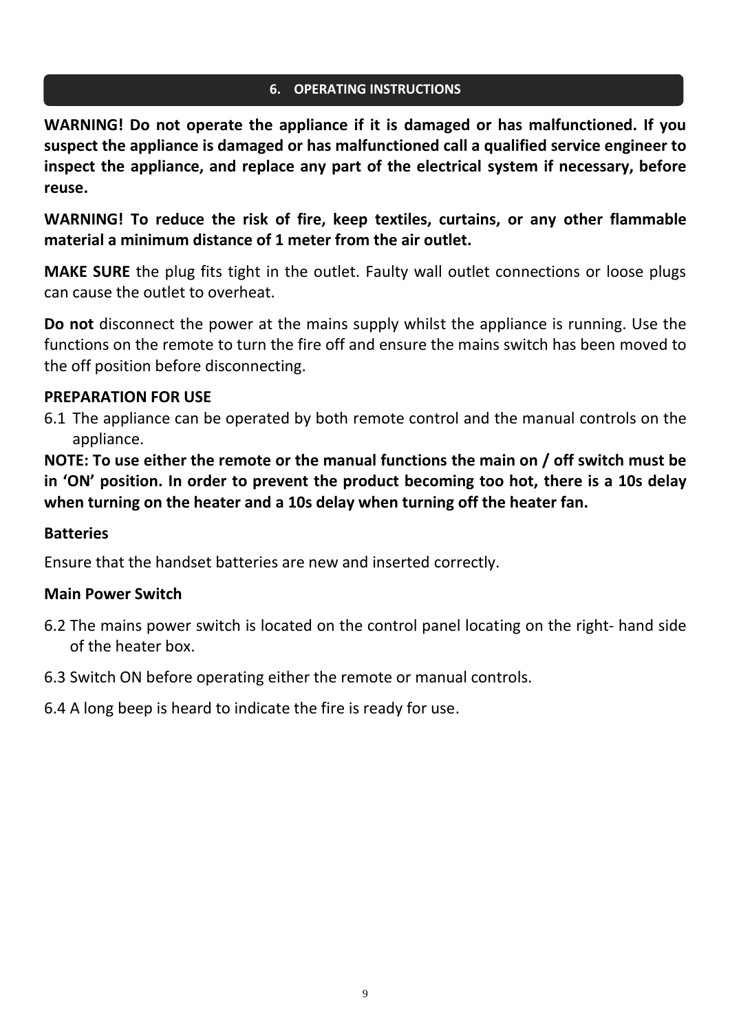## 6. OPERATING INSTRUCTIONS

**WARNING! Do not operate the appliance if it is damaged or has malfunctioned. If you suspect the appliance is damaged or has malfunctioned call a qualified service engineer to inspect the appliance, and replace any part of the electrical system if necessary, before reuse.**

**WARNING! To reduce the risk of fire, keep textiles, curtains, or any other flammable material a minimum distance of 1 meter from the air outlet.**

**MAKE SURE** the plug fits tight in the outlet. Faulty wall outlet connections or loose plugs can cause the outlet to overheat.

**Do not** disconnect the power at the mains supply whilst the appliance is running. Use the functions on the remote to turn the fire off and ensure the mains switch has been moved to the off position before disconnecting.

**PREPARATION FOR USE**

6.1 The appliance can be operated by both remote control and the manual controls on the appliance.

**NOTE: To use either the remote or the manual functions the main on / off switch must be in 'ON' position. In order to prevent the product becoming too hot, there is a 10s delay when turning on the heater and a 10s delay when turning off the heater fan.**

**Batteries**

Ensure that the handset batteries are new and inserted correctly.

**Main Power Switch**

6.2 The mains power switch is located on the control panel locating on the right- hand side of the heater box.

6.3 Switch ON before operating either the remote or manual controls.

6.4 A long beep is heard to indicate the fire is ready for use.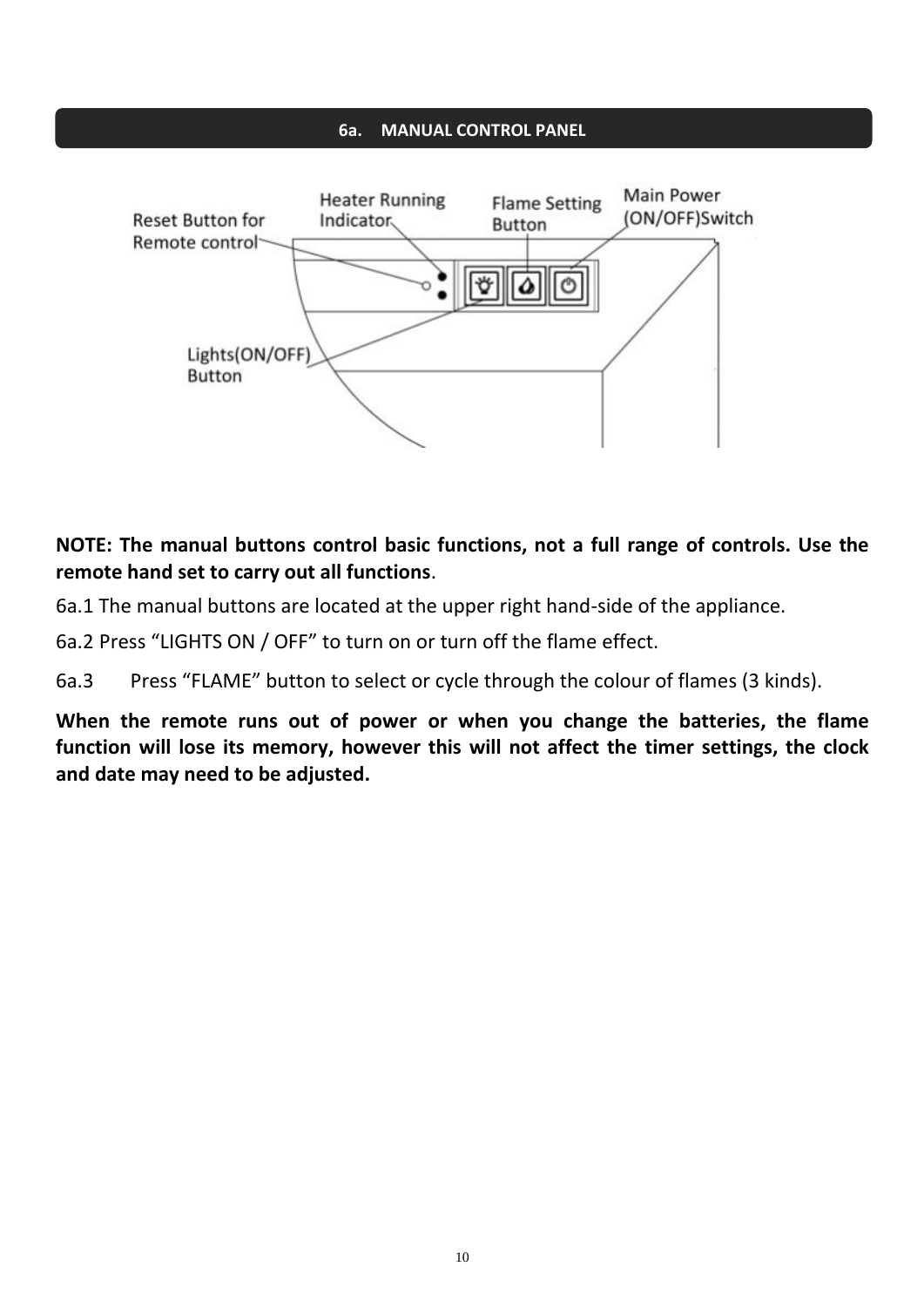## 6a. MANUAL CONTROL PANEL

Reset Button for Remote control

Heater Running Indicator

Flame Setting Button

Main Power (ON/OFF)Switch

Lights(ON/OFF) Button

**NOTE: The manual buttons control basic functions, not a full range of controls. Use the remote hand set to carry out all functions**.

6a.1 The manual buttons are located at the upper right hand-side of the appliance.

6a.2 Press "LIGHTS ON / OFF" to turn on or turn off the flame effect.

6a.3 Press "FLAME" button to select or cycle through the colour of flames (3 kinds).

**When the remote runs out of power or when you change the batteries, the flame function will lose its memory, however this will not affect the timer settings, the clock and date may need to be adjusted.**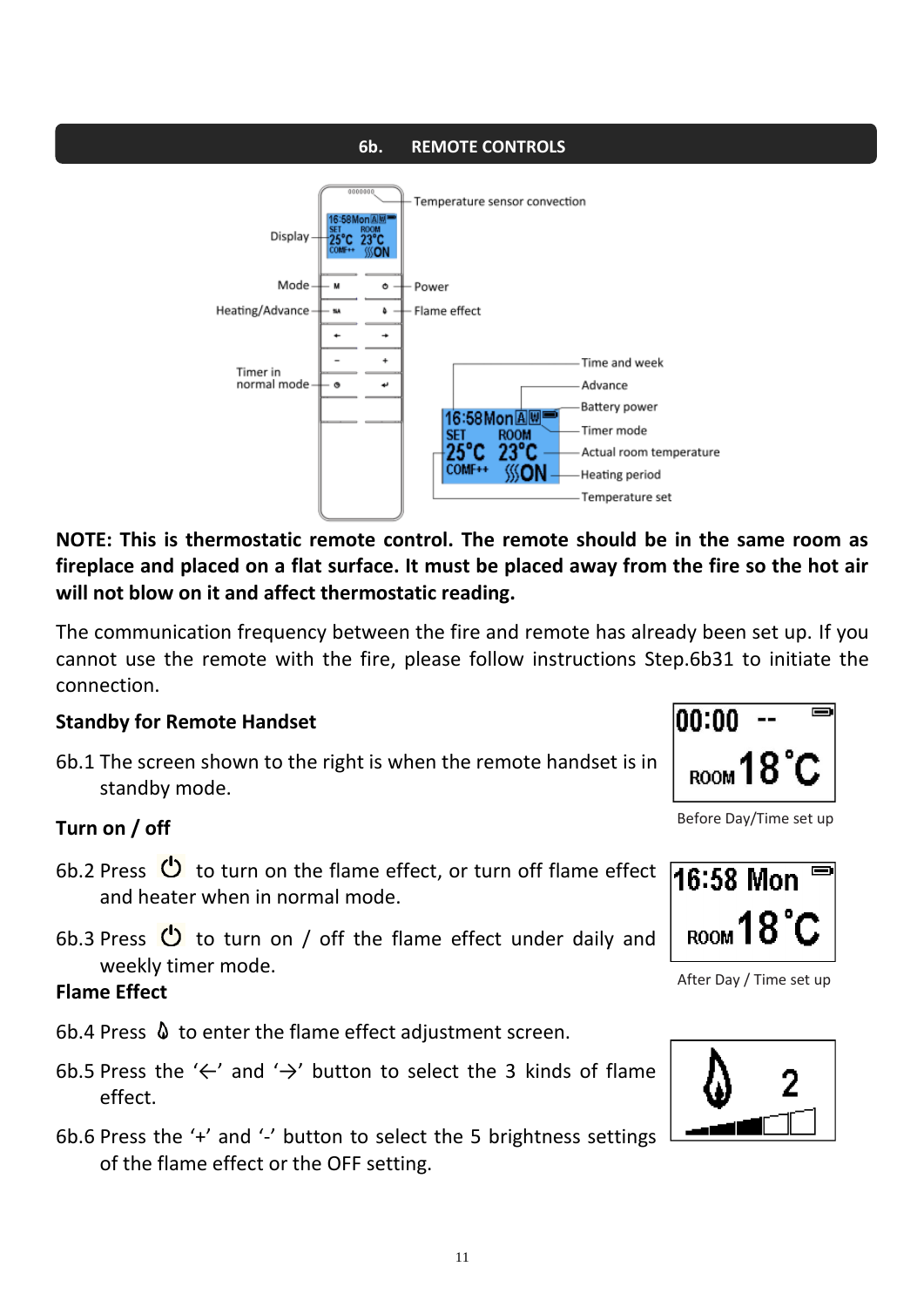## 6b. REMOTE CONTROLS

Display — Temperature sensor convection

Mode — Power

Heating/Advance — Flame effect

Timer in normal mode

Time and week

Advance

Battery power

Timer mode

Actual room temperature

Heating period

Temperature set

**NOTE: This is thermostatic remote control. The remote should be in the same room as fireplace and placed on a flat surface. It must be placed away from the fire so the hot air will not blow on it and affect thermostatic reading.**

The communication frequency between the fire and remote has already been set up. If you cannot use the remote with the fire, please follow instructions Step.6b31 to initiate the connection.

### Standby for Remote Handset

6b.1 The screen shown to the right is when the remote handset is in standby mode.

Before Day/Time set up

### Turn on / off

6b.2 Press ⏻ to turn on the flame effect, or turn off flame effect and heater when in normal mode.

6b.3 Press ⏻ to turn on / off the flame effect under daily and weekly timer mode.

After Day / Time set up

### Flame Effect

6b.4 Press 🔥 to enter the flame effect adjustment screen.

6b.5 Press the '←' and '→' button to select the 3 kinds of flame effect.

6b.6 Press the '+' and '-' button to select the 5 brightness settings of the flame effect or the OFF setting.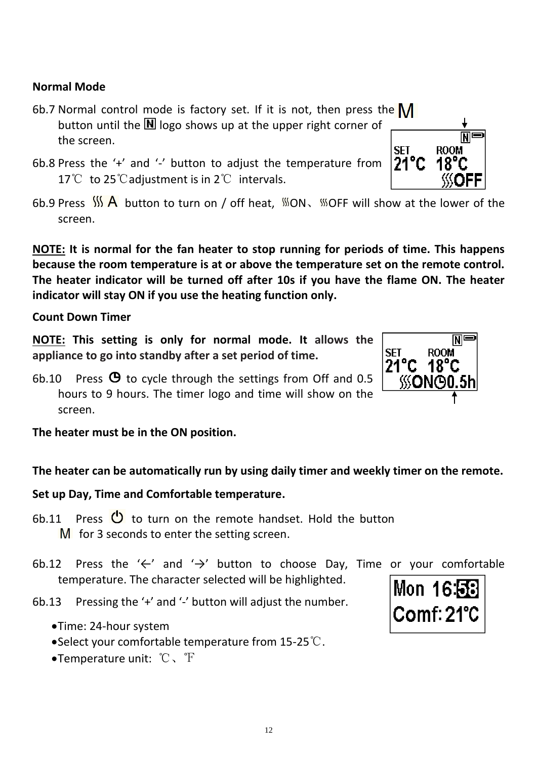**Normal Mode**

6b.7 Normal control mode is factory set. If it is not, then press the M button until the N logo shows up at the upper right corner of the screen.

6b.8 Press the '+' and '-' button to adjust the temperature from 17℃ to 25℃adjustment is in 2℃ intervals.

6b.9 Press ≋ A button to turn on / off heat, ≋ON、≋OFF will show at the lower of the screen.

**NOTE: It is normal for the fan heater to stop running for periods of time. This happens because the room temperature is at or above the temperature set on the remote control. The heater indicator will be turned off after 10s if you have the flame ON. The heater indicator will stay ON if you use the heating function only.**

**Count Down Timer**

**NOTE: This setting is only for normal mode. It allows the appliance to go into standby after a set period of time.**

6b.10 Press ◷ to cycle through the settings from Off and 0.5 hours to 9 hours. The timer logo and time will show on the screen.

**The heater must be in the ON position.**

**The heater can be automatically run by using daily timer and weekly timer on the remote.**

**Set up Day, Time and Comfortable temperature.**

6b.11 Press ⏻ to turn on the remote handset. Hold the button M for 3 seconds to enter the setting screen.

6b.12 Press the '←' and '→' button to choose Day, Time or your comfortable temperature. The character selected will be highlighted.

6b.13 Pressing the '+' and '-' button will adjust the number.

- Time: 24-hour system
- Select your comfortable temperature from 15-25℃.
- Temperature unit: ℃、℉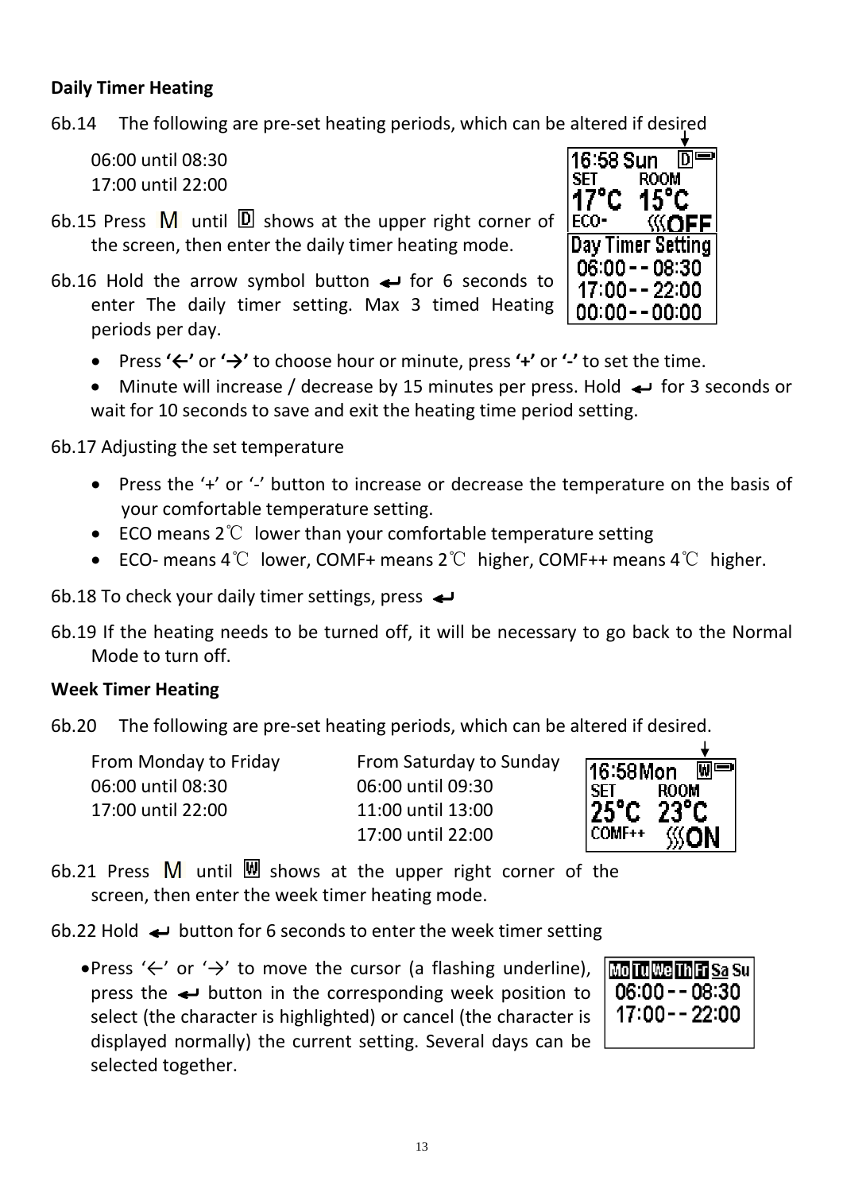**Daily Timer Heating**

6b.14 The following are pre-set heating periods, which can be altered if desired

06:00 until 08:30
17:00 until 22:00

6b.15 Press M until D shows at the upper right corner of the screen, then enter the daily timer heating mode.

6b.16 Hold the arrow symbol button ↵ for 6 seconds to enter The daily timer setting. Max 3 timed Heating periods per day.

- Press **'←'** or **'→'** to choose hour or minute, press **'+'** or **'-'** to set the time.
- Minute will increase / decrease by 15 minutes per press. Hold ↵ for 3 seconds or wait for 10 seconds to save and exit the heating time period setting.

6b.17 Adjusting the set temperature

- Press the '+' or '-' button to increase or decrease the temperature on the basis of your comfortable temperature setting.
- ECO means 2℃ lower than your comfortable temperature setting
- ECO- means 4℃ lower, COMF+ means 2℃ higher, COMF++ means 4℃ higher.

6b.18 To check your daily timer settings, press ↵

6b.19 If the heating needs to be turned off, it will be necessary to go back to the Normal Mode to turn off.

**Week Timer Heating**

6b.20 The following are pre-set heating periods, which can be altered if desired.

| From Monday to Friday | From Saturday to Sunday |
|---|---|
| 06:00 until 08:30 | 06:00 until 09:30 |
| 17:00 until 22:00 | 11:00 until 13:00 |
| | 17:00 until 22:00 |

6b.21 Press M until W shows at the upper right corner of the screen, then enter the week timer heating mode.

6b.22 Hold ↵ button for 6 seconds to enter the week timer setting

- Press '←' or '→' to move the cursor (a flashing underline), press the ↵ button in the corresponding week position to select (the character is highlighted) or cancel (the character is displayed normally) the current setting. Several days can be selected together.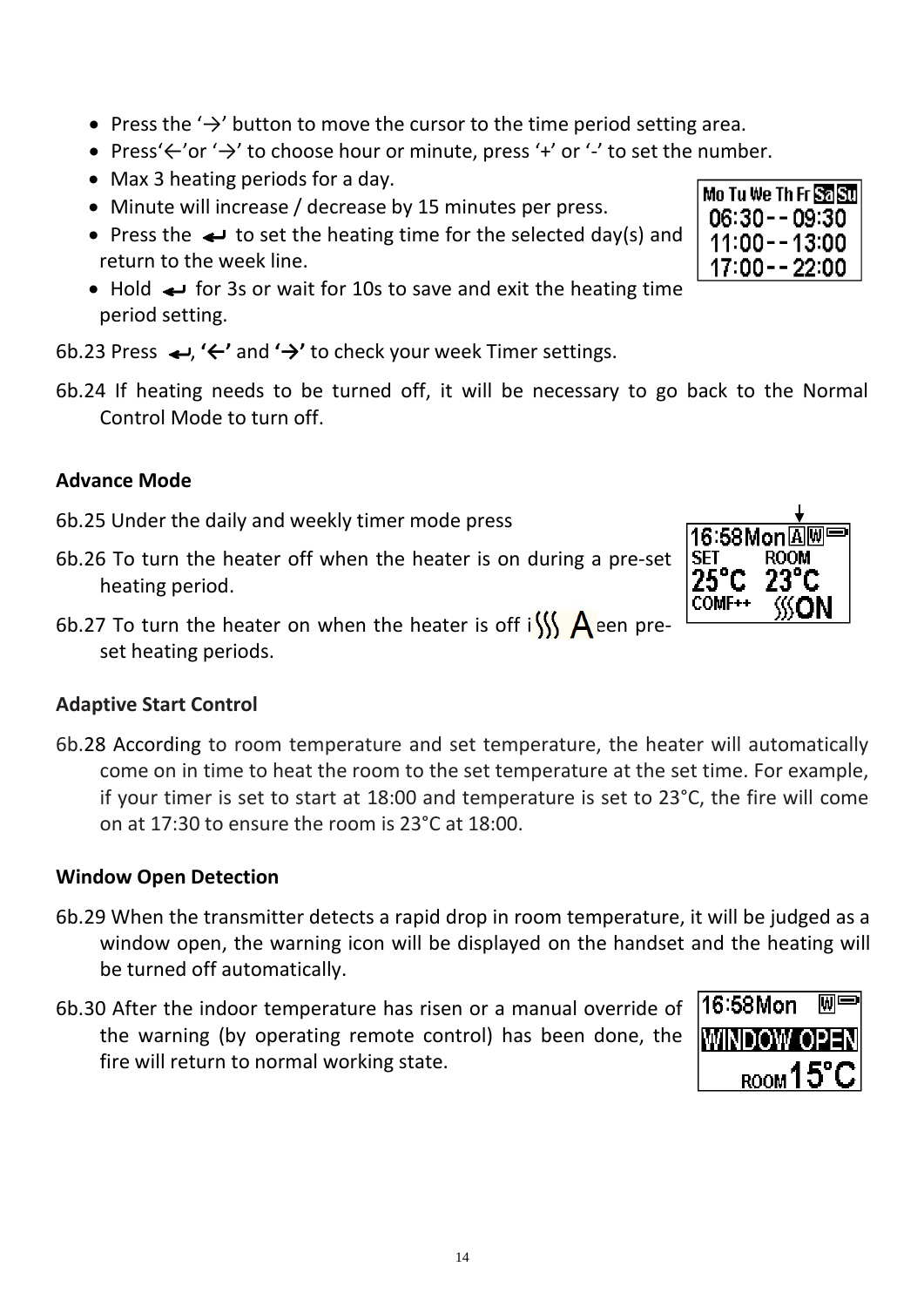- Press the '→' button to move the cursor to the time period setting area.
- Press'←'or '→' to choose hour or minute, press '+' or '-' to set the number.
- Max 3 heating periods for a day.
- Minute will increase / decrease by 15 minutes per press.
- Press the ↵ to set the heating time for the selected day(s) and return to the week line.
- Hold ↵ for 3s or wait for 10s to save and exit the heating time period setting.

6b.23 Press ↵, **'←'** and **'→'** to check your week Timer settings.

6b.24 If heating needs to be turned off, it will be necessary to go back to the Normal Control Mode to turn off.

**Advance Mode**

6b.25 Under the daily and weekly timer mode press

6b.26 To turn the heater off when the heater is on during a pre-set heating period.

6b.27 To turn the heater on when the heater is off i een pre-set heating periods.

**Adaptive Start Control**

6b.28 According to room temperature and set temperature, the heater will automatically come on in time to heat the room to the set temperature at the set time. For example, if your timer is set to start at 18:00 and temperature is set to 23°C, the fire will come on at 17:30 to ensure the room is 23°C at 18:00.

**Window Open Detection**

6b.29 When the transmitter detects a rapid drop in room temperature, it will be judged as a window open, the warning icon will be displayed on the handset and the heating will be turned off automatically.

6b.30 After the indoor temperature has risen or a manual override of the warning (by operating remote control) has been done, the fire will return to normal working state.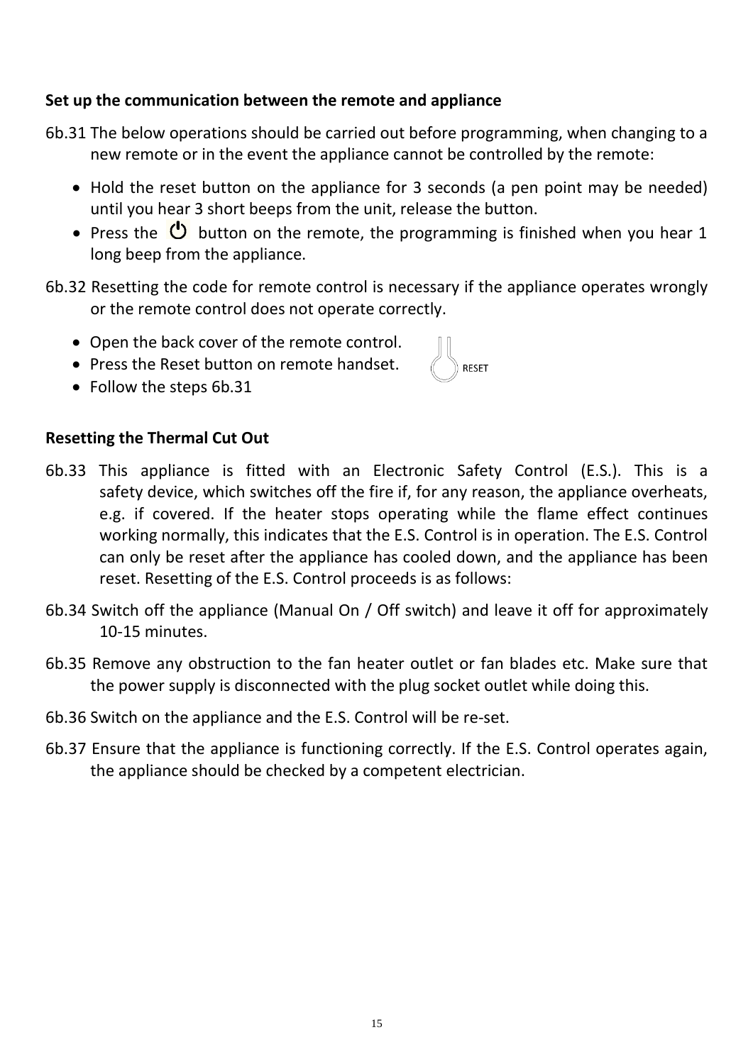**Set up the communication between the remote and appliance**

6b.31 The below operations should be carried out before programming, when changing to a new remote or in the event the appliance cannot be controlled by the remote:

- Hold the reset button on the appliance for 3 seconds (a pen point may be needed) until you hear 3 short beeps from the unit, release the button.
- Press the ⏻ button on the remote, the programming is finished when you hear 1 long beep from the appliance.

6b.32 Resetting the code for remote control is necessary if the appliance operates wrongly or the remote control does not operate correctly.

- Open the back cover of the remote control.
- Press the Reset button on remote handset.
- Follow the steps 6b.31

RESET

**Resetting the Thermal Cut Out**

6b.33 This appliance is fitted with an Electronic Safety Control (E.S.). This is a safety device, which switches off the fire if, for any reason, the appliance overheats, e.g. if covered. If the heater stops operating while the flame effect continues working normally, this indicates that the E.S. Control is in operation. The E.S. Control can only be reset after the appliance has cooled down, and the appliance has been reset. Resetting of the E.S. Control proceeds is as follows:

6b.34 Switch off the appliance (Manual On / Off switch) and leave it off for approximately 10-15 minutes.

6b.35 Remove any obstruction to the fan heater outlet or fan blades etc. Make sure that the power supply is disconnected with the plug socket outlet while doing this.

6b.36 Switch on the appliance and the E.S. Control will be re-set.

6b.37 Ensure that the appliance is functioning correctly. If the E.S. Control operates again, the appliance should be checked by a competent electrician.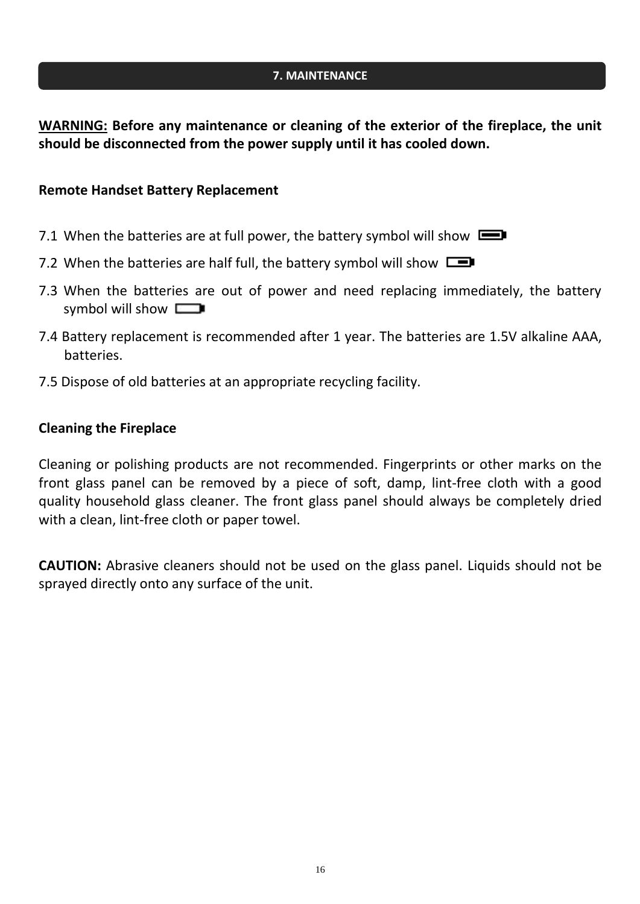## 7. MAINTENANCE

**WARNING: Before any maintenance or cleaning of the exterior of the fireplace, the unit should be disconnected from the power supply until it has cooled down.**

**Remote Handset Battery Replacement**

7.1 When the batteries are at full power, the battery symbol will show

7.2 When the batteries are half full, the battery symbol will show

7.3 When the batteries are out of power and need replacing immediately, the battery symbol will show

7.4 Battery replacement is recommended after 1 year. The batteries are 1.5V alkaline AAA, batteries.

7.5 Dispose of old batteries at an appropriate recycling facility.

**Cleaning the Fireplace**

Cleaning or polishing products are not recommended. Fingerprints or other marks on the front glass panel can be removed by a piece of soft, damp, lint-free cloth with a good quality household glass cleaner. The front glass panel should always be completely dried with a clean, lint-free cloth or paper towel.

**CAUTION:** Abrasive cleaners should not be used on the glass panel. Liquids should not be sprayed directly onto any surface of the unit.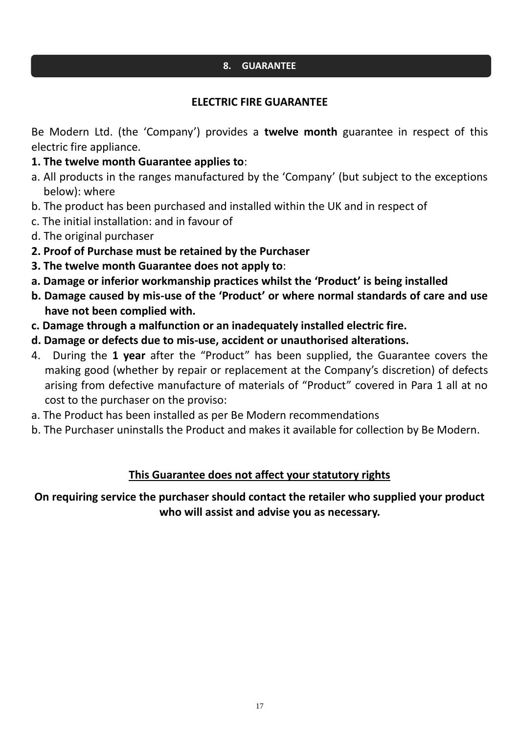## 8. GUARANTEE

### ELECTRIC FIRE GUARANTEE

Be Modern Ltd. (the 'Company') provides a **twelve month** guarantee in respect of this electric fire appliance.

**1. The twelve month Guarantee applies to**:

a. All products in the ranges manufactured by the 'Company' (but subject to the exceptions below): where

b. The product has been purchased and installed within the UK and in respect of

c. The initial installation: and in favour of

d. The original purchaser

**2. Proof of Purchase must be retained by the Purchaser**

**3. The twelve month Guarantee does not apply to**:

**a. Damage or inferior workmanship practices whilst the 'Product' is being installed**

**b. Damage caused by mis-use of the 'Product' or where normal standards of care and use have not been complied with.**

**c. Damage through a malfunction or an inadequately installed electric fire.**

**d. Damage or defects due to mis-use, accident or unauthorised alterations.**

4. During the **1 year** after the "Product" has been supplied, the Guarantee covers the making good (whether by repair or replacement at the Company's discretion) of defects arising from defective manufacture of materials of "Product" covered in Para 1 all at no cost to the purchaser on the proviso:

a. The Product has been installed as per Be Modern recommendations

b. The Purchaser uninstalls the Product and makes it available for collection by Be Modern.

<u>**This Guarantee does not affect your statutory rights**</u>

**On requiring service the purchaser should contact the retailer who supplied your product who will assist and advise you as necessary.**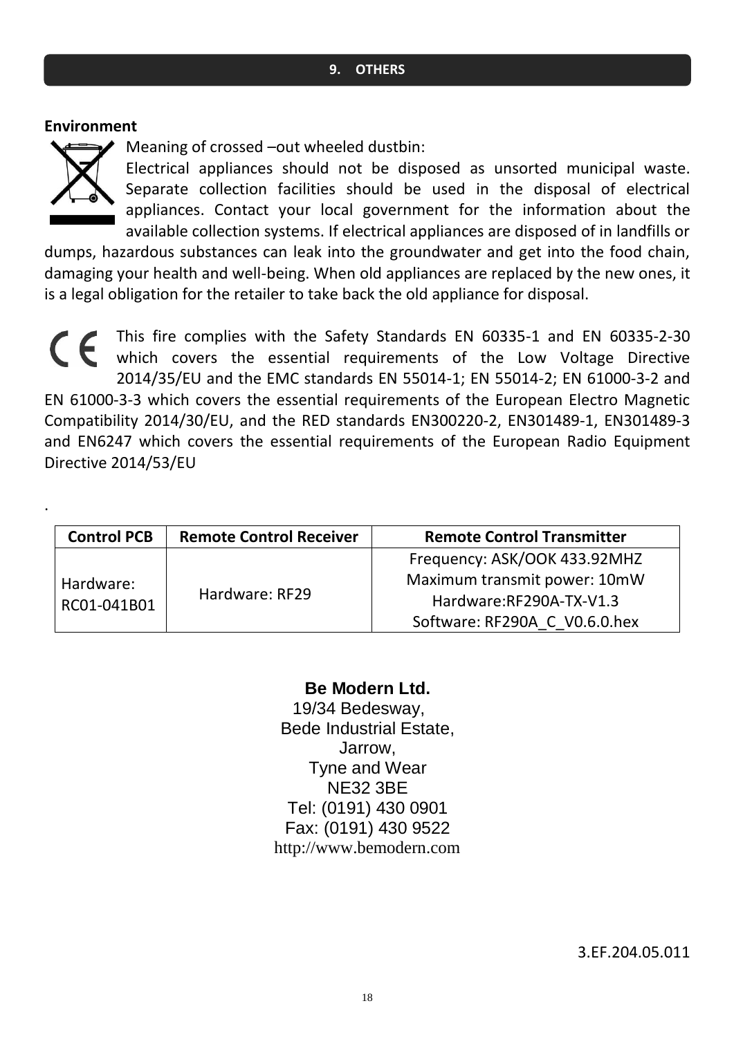## 9. OTHERS

**Environment**

Meaning of crossed –out wheeled dustbin:
Electrical appliances should not be disposed as unsorted municipal waste. Separate collection facilities should be used in the disposal of electrical appliances. Contact your local government for the information about the available collection systems. If electrical appliances are disposed of in landfills or dumps, hazardous substances can leak into the groundwater and get into the food chain, damaging your health and well-being. When old appliances are replaced by the new ones, it is a legal obligation for the retailer to take back the old appliance for disposal.

This fire complies with the Safety Standards EN 60335-1 and EN 60335-2-30 which covers the essential requirements of the Low Voltage Directive 2014/35/EU and the EMC standards EN 55014-1; EN 55014-2; EN 61000-3-2 and EN 61000-3-3 which covers the essential requirements of the European Electro Magnetic Compatibility 2014/30/EU, and the RED standards EN300220-2, EN301489-1, EN301489-3 and EN6247 which covers the essential requirements of the European Radio Equipment Directive 2014/53/EU

.

| Control PCB | Remote Control Receiver | Remote Control Transmitter |
|---|---|---|
| Hardware: RC01-041B01 | Hardware: RF29 | Frequency: ASK/OOK 433.92MHZ<br>Maximum transmit power: 10mW<br>Hardware:RF290A-TX-V1.3<br>Software: RF290A_C_V0.6.0.hex |

**Be Modern Ltd.**
19/34 Bedesway,
Bede Industrial Estate,
Jarrow,
Tyne and Wear
NE32 3BE
Tel: (0191) 430 0901
Fax: (0191) 430 9522
http://www.bemodern.com

3.EF.204.05.011